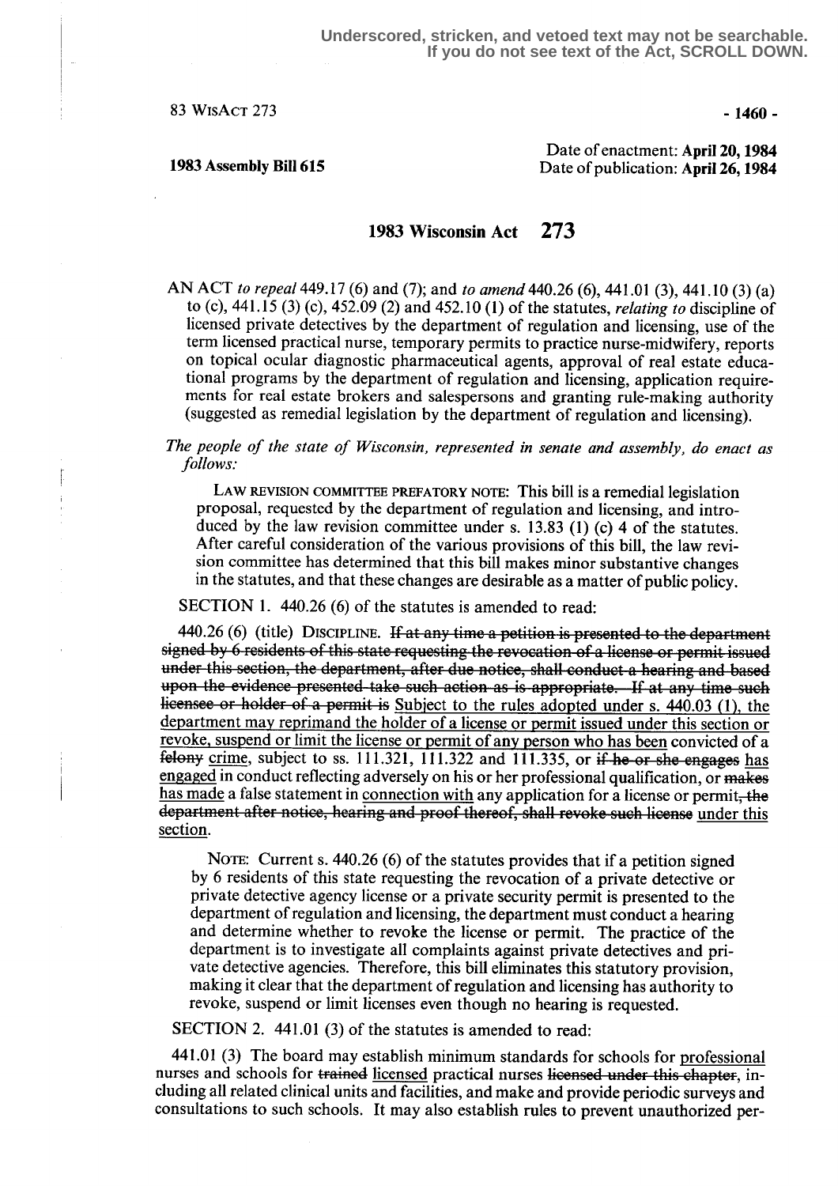Underscored, stricken, and vetoed text may not be searchable.
If you do not see text of the Act, SCROLL DOWN.

83 WisAct 273

**1983 Assembly Bill 615**

Date of enactment: **April 20, 1984**
Date of publication: **April 26, 1984**

# 1983 Wisconsin Act 273

AN ACT *to repeal* 449.17 (6) and (7); and *to amend* 440.26 (6), 441.01 (3), 441.10 (3) (a) to (c), 441.15 (3) (c), 452.09 (2) and 452.10 (1) of the statutes, *relating to* discipline of licensed private detectives by the department of regulation and licensing, use of the term licensed practical nurse, temporary permits to practice nurse-midwifery, reports on topical ocular diagnostic pharmaceutical agents, approval of real estate educational programs by the department of regulation and licensing, application requirements for real estate brokers and salespersons and granting rule-making authority (suggested as remedial legislation by the department of regulation and licensing).

*The people of the state of Wisconsin, represented in senate and assembly, do enact as follows:*

LAW REVISION COMMITTEE PREFATORY NOTE: This bill is a remedial legislation proposal, requested by the department of regulation and licensing, and introduced by the law revision committee under s. 13.83 (1) (c) 4 of the statutes. After careful consideration of the various provisions of this bill, the law revision committee has determined that this bill makes minor substantive changes in the statutes, and that these changes are desirable as a matter of public policy.

SECTION 1. 440.26 (6) of the statutes is amended to read:

440.26 (6) (title) DISCIPLINE. ~~If at any time a petition is presented to the department signed by 6 residents of this state requesting the revocation of a license or permit issued under this section, the department, after due notice, shall conduct a hearing and based upon the evidence presented take such action as is appropriate. If at any time such licensee or holder of a permit is~~ Subject to the rules adopted under s. 440.03 (1), the department may reprimand the holder of a license or permit issued under this section or revoke, suspend or limit the license or permit of any person who has been convicted of a ~~felony~~ crime, subject to ss. 111.321, 111.322 and 111.335, or ~~if he or she engages~~ has engaged in conduct reflecting adversely on his or her professional qualification, or ~~makes~~ has made a false statement in connection with any application for a license or permit~~, the department after notice, hearing and proof thereof, shall revoke such license~~ under this section.

NOTE: Current s. 440.26 (6) of the statutes provides that if a petition signed by 6 residents of this state requesting the revocation of a private detective or private detective agency license or a private security permit is presented to the department of regulation and licensing, the department must conduct a hearing and determine whether to revoke the license or permit. The practice of the department is to investigate all complaints against private detectives and private detective agencies. Therefore, this bill eliminates this statutory provision, making it clear that the department of regulation and licensing has authority to revoke, suspend or limit licenses even though no hearing is requested.

SECTION 2. 441.01 (3) of the statutes is amended to read:

441.01 (3) The board may establish minimum standards for schools for professional nurses and schools for ~~trained~~ licensed practical nurses ~~licensed under this chapter~~, including all related clinical units and facilities, and make and provide periodic surveys and consultations to such schools. It may also establish rules to prevent unauthorized per-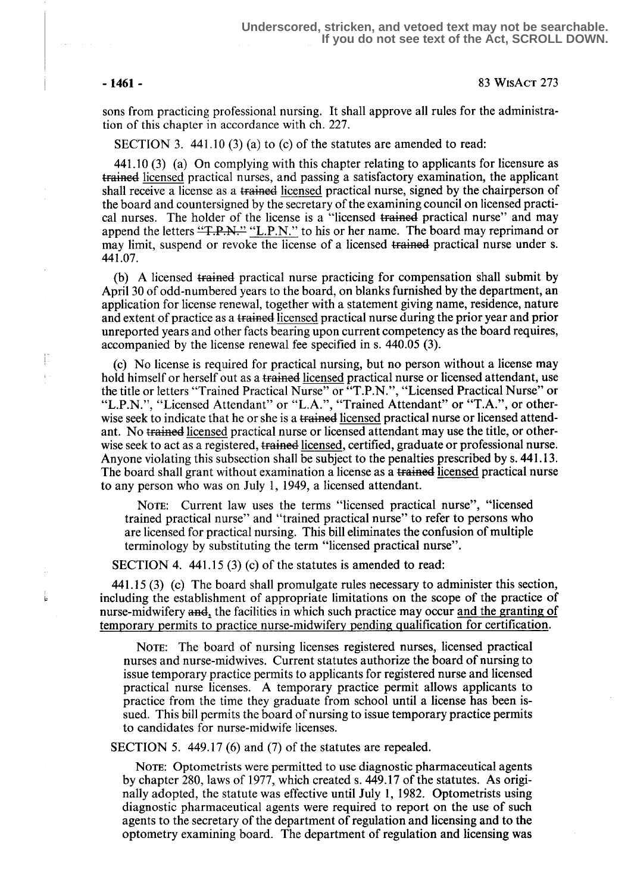Underscored, stricken, and vetoed text may not be searchable. If you do not see text of the Act, SCROLL DOWN.

sons from practicing professional nursing. It shall approve all rules for the administration of this chapter in accordance with ch. 227.

SECTION 3. 441.10 (3) (a) to (c) of the statutes are amended to read:

441.10 (3) (a) On complying with this chapter relating to applicants for licensure as ~~trained~~ licensed practical nurses, and passing a satisfactory examination, the applicant shall receive a license as a ~~trained~~ licensed practical nurse, signed by the chairperson of the board and countersigned by the secretary of the examining council on licensed practical nurses. The holder of the license is a "licensed ~~trained~~ practical nurse" and may append the letters ~~"T.P.N."~~ "L.P.N." to his or her name. The board may reprimand or may limit, suspend or revoke the license of a licensed ~~trained~~ practical nurse under s. 441.07.

(b) A licensed ~~trained~~ practical nurse practicing for compensation shall submit by April 30 of odd-numbered years to the board, on blanks furnished by the department, an application for license renewal, together with a statement giving name, residence, nature and extent of practice as a ~~trained~~ licensed practical nurse during the prior year and prior unreported years and other facts bearing upon current competency as the board requires, accompanied by the license renewal fee specified in s. 440.05 (3).

(c) No license is required for practical nursing, but no person without a license may hold himself or herself out as a ~~trained~~ licensed practical nurse or licensed attendant, use the title or letters "Trained Practical Nurse" or "T.P.N.", "Licensed Practical Nurse" or "L.P.N.", "Licensed Attendant" or "L.A.", "Trained Attendant" or "T.A.", or otherwise seek to indicate that he or she is a ~~trained~~ licensed practical nurse or licensed attendant. No ~~trained~~ licensed practical nurse or licensed attendant may use the title, or otherwise seek to act as a registered, ~~trained~~ licensed, certified, graduate or professional nurse. Anyone violating this subsection shall be subject to the penalties prescribed by s. 441.13. The board shall grant without examination a license as a ~~trained~~ licensed practical nurse to any person who was on July 1, 1949, a licensed attendant.

> NOTE: Current law uses the terms "licensed practical nurse", "licensed trained practical nurse" and "trained practical nurse" to refer to persons who are licensed for practical nursing. This bill eliminates the confusion of multiple terminology by substituting the term "licensed practical nurse".

SECTION 4. 441.15 (3) (c) of the statutes is amended to read:

441.15 (3) (c) The board shall promulgate rules necessary to administer this section, including the establishment of appropriate limitations on the scope of the practice of nurse-midwifery ~~and~~, the facilities in which such practice may occur and the granting of temporary permits to practice nurse-midwifery pending qualification for certification.

> NOTE: The board of nursing licenses registered nurses, licensed practical nurses and nurse-midwives. Current statutes authorize the board of nursing to issue temporary practice permits to applicants for registered nurse and licensed practical nurse licenses. A temporary practice permit allows applicants to practice from the time they graduate from school until a license has been issued. This bill permits the board of nursing to issue temporary practice permits to candidates for nurse-midwife licenses.

SECTION 5. 449.17 (6) and (7) of the statutes are repealed.

> NOTE: Optometrists were permitted to use diagnostic pharmaceutical agents by chapter 280, laws of 1977, which created s. 449.17 of the statutes. As originally adopted, the statute was effective until July 1, 1982. Optometrists using diagnostic pharmaceutical agents were required to report on the use of such agents to the secretary of the department of regulation and licensing and to the optometry examining board. The department of regulation and licensing was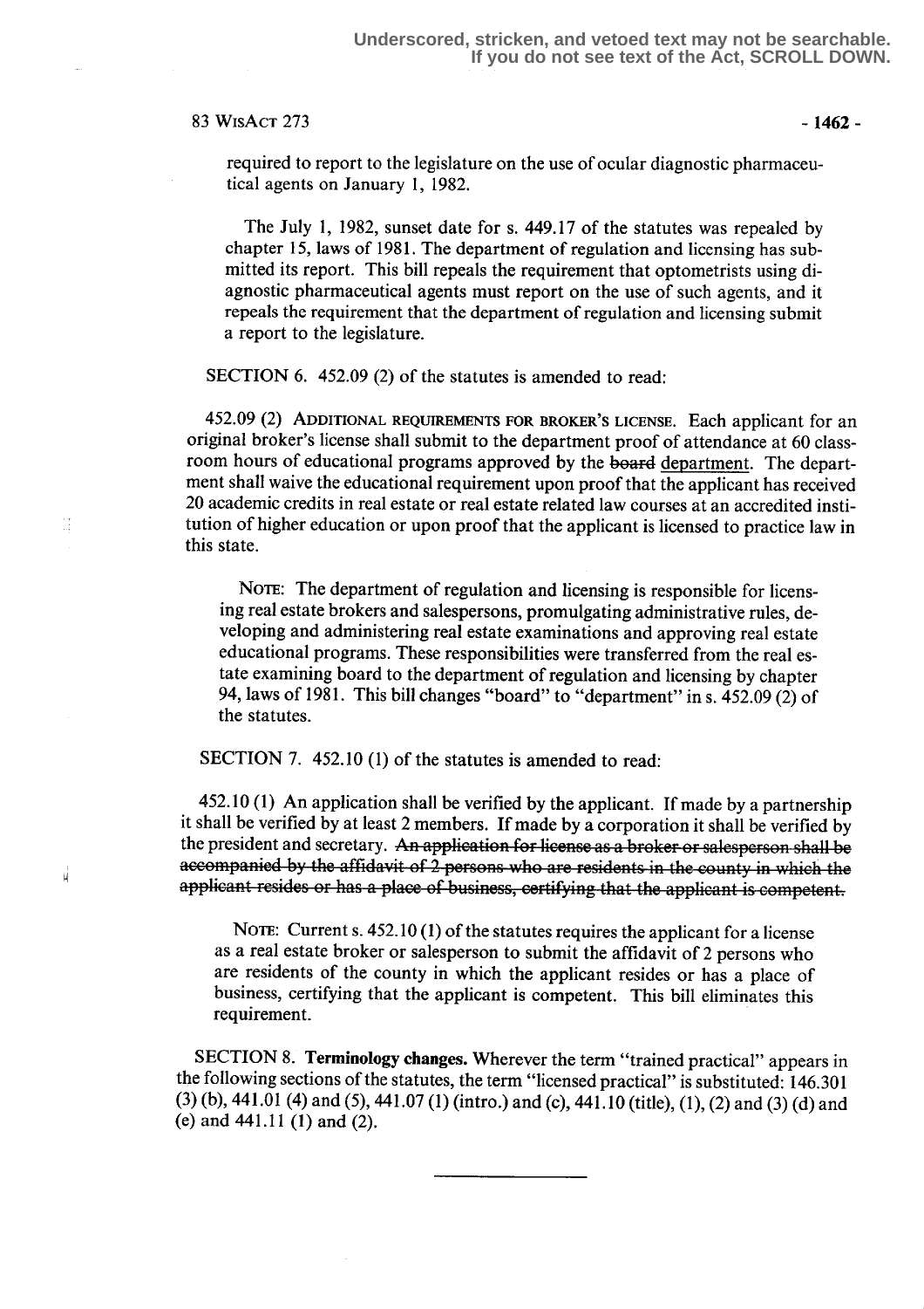required to report to the legislature on the use of ocular diagnostic pharmaceutical agents on January 1, 1982.

The July 1, 1982, sunset date for s. 449.17 of the statutes was repealed by chapter 15, laws of 1981. The department of regulation and licensing has submitted its report. This bill repeals the requirement that optometrists using diagnostic pharmaceutical agents must report on the use of such agents, and it repeals the requirement that the department of regulation and licensing submit a report to the legislature.

SECTION 6. 452.09 (2) of the statutes is amended to read:

452.09 (2) ADDITIONAL REQUIREMENTS FOR BROKER'S LICENSE. Each applicant for an original broker's license shall submit to the department proof of attendance at 60 classroom hours of educational programs approved by the ~~board~~ department. The department shall waive the educational requirement upon proof that the applicant has received 20 academic credits in real estate or real estate related law courses at an accredited institution of higher education or upon proof that the applicant is licensed to practice law in this state.

NOTE: The department of regulation and licensing is responsible for licensing real estate brokers and salespersons, promulgating administrative rules, developing and administering real estate examinations and approving real estate educational programs. These responsibilities were transferred from the real estate examining board to the department of regulation and licensing by chapter 94, laws of 1981. This bill changes "board" to "department" in s. 452.09 (2) of the statutes.

SECTION 7. 452.10 (1) of the statutes is amended to read:

452.10 (1) An application shall be verified by the applicant. If made by a partnership it shall be verified by at least 2 members. If made by a corporation it shall be verified by the president and secretary. ~~An application for license as a broker or salesperson shall be accompanied by the affidavit of 2 persons who are residents in the county in which the applicant resides or has a place of business, certifying that the applicant is competent.~~

NOTE: Current s. 452.10 (1) of the statutes requires the applicant for a license as a real estate broker or salesperson to submit the affidavit of 2 persons who are residents of the county in which the applicant resides or has a place of business, certifying that the applicant is competent. This bill eliminates this requirement.

SECTION 8. **Terminology changes.** Wherever the term "trained practical" appears in the following sections of the statutes, the term "licensed practical" is substituted: 146.301 (3) (b), 441.01 (4) and (5), 441.07 (1) (intro.) and (c), 441.10 (title), (1), (2) and (3) (d) and (e) and 441.11 (1) and (2).